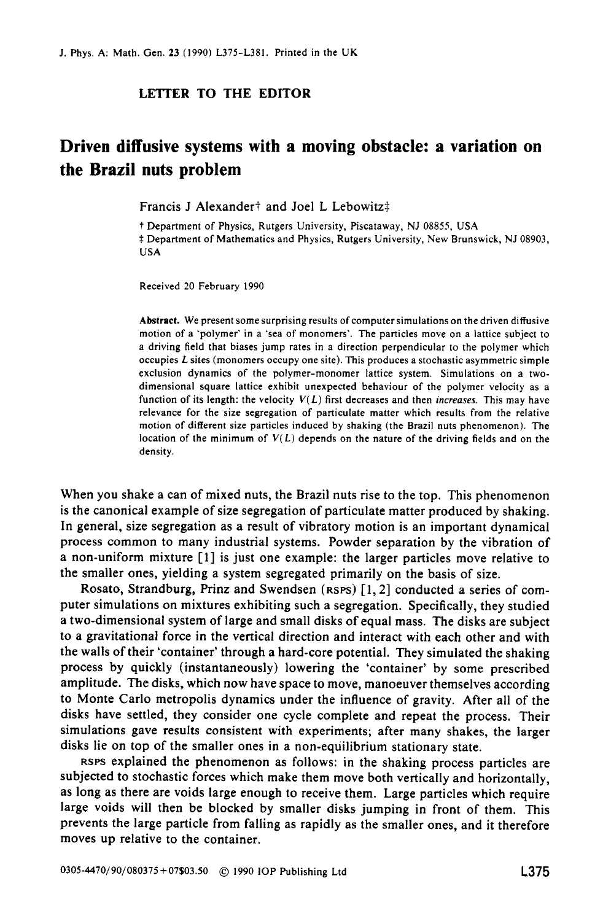LETTER TO THE EDITOR

# Driven diffusive systems with a moving obstacle: a variation on the Brazil nuts problem

Francis J Alexander† and Joel L Lebowitz‡

† Department of Physics, Rutgers University, Piscataway, NJ 08855, USA
‡ Department of Mathematics and Physics, Rutgers University, New Brunswick, NJ 08903, USA

Received 20 February 1990

**Abstract.** We present some surprising results of computer simulations on the driven diffusive motion of a 'polymer' in a 'sea of monomers'. The particles move on a lattice subject to a driving field that biases jump rates in a direction perpendicular to the polymer which occupies $L$ sites (monomers occupy one site). This produces a stochastic asymmetric simple exclusion dynamics of the polymer-monomer lattice system. Simulations on a two-dimensional square lattice exhibit unexpected behaviour of the polymer velocity as a function of its length: the velocity $V(L)$ first decreases and then *increases*. This may have relevance for the size segregation of particulate matter which results from the relative motion of different size particles induced by shaking (the Brazil nuts phenomenon). The location of the minimum of $V(L)$ depends on the nature of the driving fields and on the density.

When you shake a can of mixed nuts, the Brazil nuts rise to the top. This phenomenon is the canonical example of size segregation of particulate matter produced by shaking. In general, size segregation as a result of vibratory motion is an important dynamical process common to many industrial systems. Powder separation by the vibration of a non-uniform mixture [1] is just one example: the larger particles move relative to the smaller ones, yielding a system segregated primarily on the basis of size.

Rosato, Strandburg, Prinz and Swendsen (RSPS) [1, 2] conducted a series of computer simulations on mixtures exhibiting such a segregation. Specifically, they studied a two-dimensional system of large and small disks of equal mass. The disks are subject to a gravitational force in the vertical direction and interact with each other and with the walls of their 'container' through a hard-core potential. They simulated the shaking process by quickly (instantaneously) lowering the 'container' by some prescribed amplitude. The disks, which now have space to move, manoeuver themselves according to Monte Carlo metropolis dynamics under the influence of gravity. After all of the disks have settled, they consider one cycle complete and repeat the process. Their simulations gave results consistent with experiments; after many shakes, the larger disks lie on top of the smaller ones in a non-equilibrium stationary state.

RSPS explained the phenomenon as follows: in the shaking process particles are subjected to stochastic forces which make them move both vertically and horizontally, as long as there are voids large enough to receive them. Large particles which require large voids will then be blocked by smaller disks jumping in front of them. This prevents the large particle from falling as rapidly as the smaller ones, and it therefore moves up relative to the container.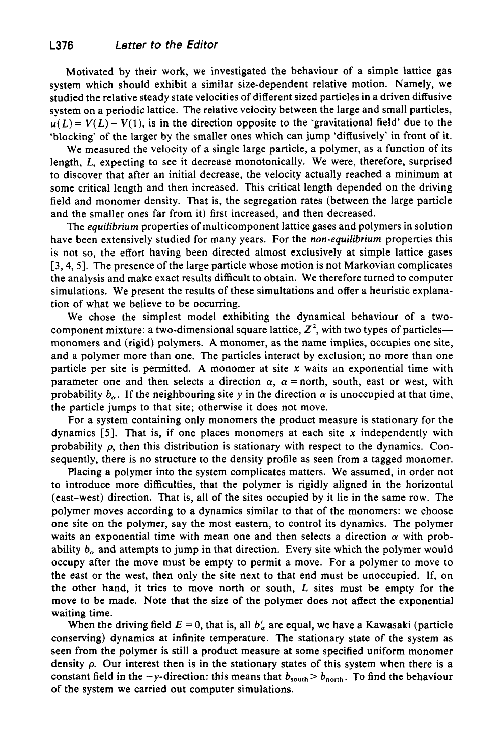Motivated by their work, we investigated the behaviour of a simple lattice gas system which should exhibit a similar size-dependent relative motion. Namely, we studied the relative steady state velocities of different sized particles in a driven diffusive system on a periodic lattice. The relative velocity between the large and small particles, $u(L) = V(L) - V(1)$, is in the direction opposite to the 'gravitational field' due to the 'blocking' of the larger by the smaller ones which can jump 'diffusively' in front of it.

We measured the velocity of a single large particle, a polymer, as a function of its length, $L$, expecting to see it decrease monotonically. We were, therefore, surprised to discover that after an initial decrease, the velocity actually reached a minimum at some critical length and then increased. This critical length depended on the driving field and monomer density. That is, the segregation rates (between the large particle and the smaller ones far from it) first increased, and then decreased.

The *equilibrium* properties of multicomponent lattice gases and polymers in solution have been extensively studied for many years. For the *non-equilibrium* properties this is not so, the effort having been directed almost exclusively at simple lattice gases [3, 4, 5]. The presence of the large particle whose motion is not Markovian complicates the analysis and make exact results difficult to obtain. We therefore turned to computer simulations. We present the results of these simultations and offer a heuristic explanation of what we believe to be occurring.

We chose the simplest model exhibiting the dynamical behaviour of a two-component mixture: a two-dimensional square lattice, $Z^2$, with two types of particles—monomers and (rigid) polymers. A monomer, as the name implies, occupies one site, and a polymer more than one. The particles interact by exclusion; no more than one particle per site is permitted. A monomer at site $x$ waits an exponential time with parameter one and then selects a direction $\alpha$, $\alpha$ = north, south, east or west, with probability $b_\alpha$. If the neighbouring site $y$ in the direction $\alpha$ is unoccupied at that time, the particle jumps to that site; otherwise it does not move.

For a system containing only monomers the product measure is stationary for the dynamics [5]. That is, if one places monomers at each site $x$ independently with probability $\rho$, then this distribution is stationary with respect to the dynamics. Consequently, there is no structure to the density profile as seen from a tagged monomer.

Placing a polymer into the system complicates matters. We assumed, in order not to introduce more difficulties, that the polymer is rigidly aligned in the horizontal (east-west) direction. That is, all of the sites occupied by it lie in the same row. The polymer moves according to a dynamics similar to that of the monomers: we choose one site on the polymer, say the most eastern, to control its dynamics. The polymer waits an exponential time with mean one and then selects a direction $\alpha$ with probability $b_\alpha$ and attempts to jump in that direction. Every site which the polymer would occupy after the move must be empty to permit a move. For a polymer to move to the east or the west, then only the site next to that end must be unoccupied. If, on the other hand, it tries to move north or south, $L$ sites must be empty for the move to be made. Note that the size of the polymer does not affect the exponential waiting time.

When the driving field $E = 0$, that is, all $b'_\alpha$ are equal, we have a Kawasaki (particle conserving) dynamics at infinite temperature. The stationary state of the system as seen from the polymer is still a product measure at some specified uniform monomer density $\rho$. Our interest then is in the stationary states of this system when there is a constant field in the $-y$-direction: this means that $b_{\text{south}} > b_{\text{north}}$. To find the behaviour of the system we carried out computer simulations.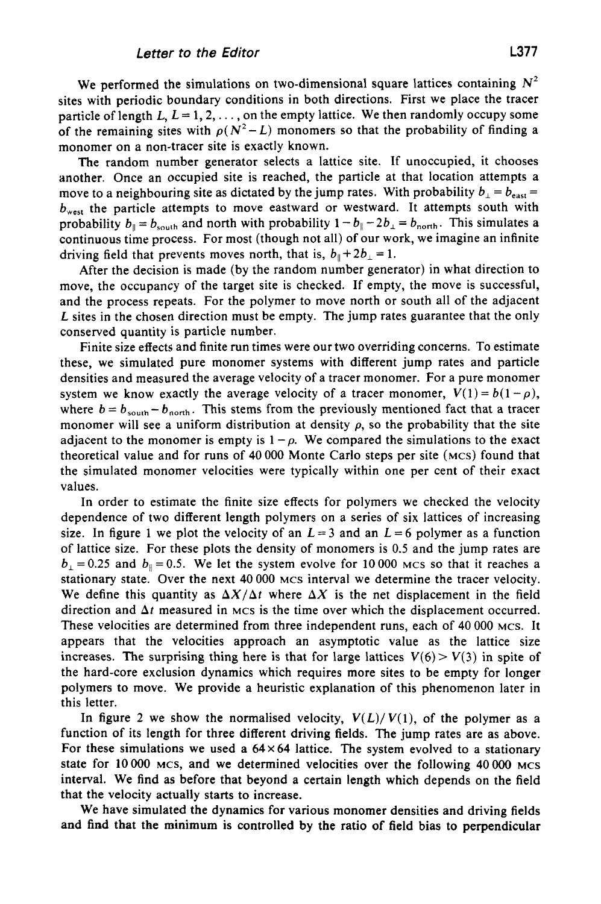We performed the simulations on two-dimensional square lattices containing $N^2$ sites with periodic boundary conditions in both directions. First we place the tracer particle of length $L$, $L = 1, 2, \ldots$, on the empty lattice. We then randomly occupy some of the remaining sites with $\rho(N^2 - L)$ monomers so that the probability of finding a monomer on a non-tracer site is exactly known.

The random number generator selects a lattice site. If unoccupied, it chooses another. Once an occupied site is reached, the particle at that location attempts a move to a neighbouring site as dictated by the jump rates. With probability $b_\perp = b_{\text{east}} = b_{\text{west}}$ the particle attempts to move eastward or westward. It attempts south with probability $b_\parallel = b_{\text{south}}$ and north with probability $1 - b_\parallel - 2b_\perp = b_{\text{north}}$. This simulates a continuous time process. For most (though not all) of our work, we imagine an infinite driving field that prevents moves north, that is, $b_\parallel + 2b_\perp = 1$.

After the decision is made (by the random number generator) in what direction to move, the occupancy of the target site is checked. If empty, the move is successful, and the process repeats. For the polymer to move north or south all of the adjacent $L$ sites in the chosen direction must be empty. The jump rates guarantee that the only conserved quantity is particle number.

Finite size effects and finite run times were our two overriding concerns. To estimate these, we simulated pure monomer systems with different jump rates and particle densities and measured the average velocity of a tracer monomer. For a pure monomer system we know exactly the average velocity of a tracer monomer, $V(1) = b(1 - \rho)$, where $b = b_{\text{south}} - b_{\text{north}}$. This stems from the previously mentioned fact that a tracer monomer will see a uniform distribution at density $\rho$, so the probability that the site adjacent to the monomer is empty is $1 - \rho$. We compared the simulations to the exact theoretical value and for runs of 40 000 Monte Carlo steps per site (MCS) found that the simulated monomer velocities were typically within one per cent of their exact values.

In order to estimate the finite size effects for polymers we checked the velocity dependence of two different length polymers on a series of six lattices of increasing size. In figure 1 we plot the velocity of an $L = 3$ and an $L = 6$ polymer as a function of lattice size. For these plots the density of monomers is 0.5 and the jump rates are $b_\perp = 0.25$ and $b_\parallel = 0.5$. We let the system evolve for 10 000 MCS so that it reaches a stationary state. Over the next 40 000 MCS interval we determine the tracer velocity. We define this quantity as $\Delta X / \Delta t$ where $\Delta X$ is the net displacement in the field direction and $\Delta t$ measured in MCS is the time over which the displacement occurred. These velocities are determined from three independent runs, each of 40 000 MCS. It appears that the velocities approach an asymptotic value as the lattice size increases. The surprising thing here is that for large lattices $V(6) > V(3)$ in spite of the hard-core exclusion dynamics which requires more sites to be empty for longer polymers to move. We provide a heuristic explanation of this phenomenon later in this letter.

In figure 2 we show the normalised velocity, $V(L)/V(1)$, of the polymer as a function of its length for three different driving fields. The jump rates are as above. For these simulations we used a $64 \times 64$ lattice. The system evolved to a stationary state for 10 000 MCS, and we determined velocities over the following 40 000 MCS interval. We find as before that beyond a certain length which depends on the field that the velocity actually starts to increase.

We have simulated the dynamics for various monomer densities and driving fields and find that the minimum is controlled by the ratio of field bias to perpendicular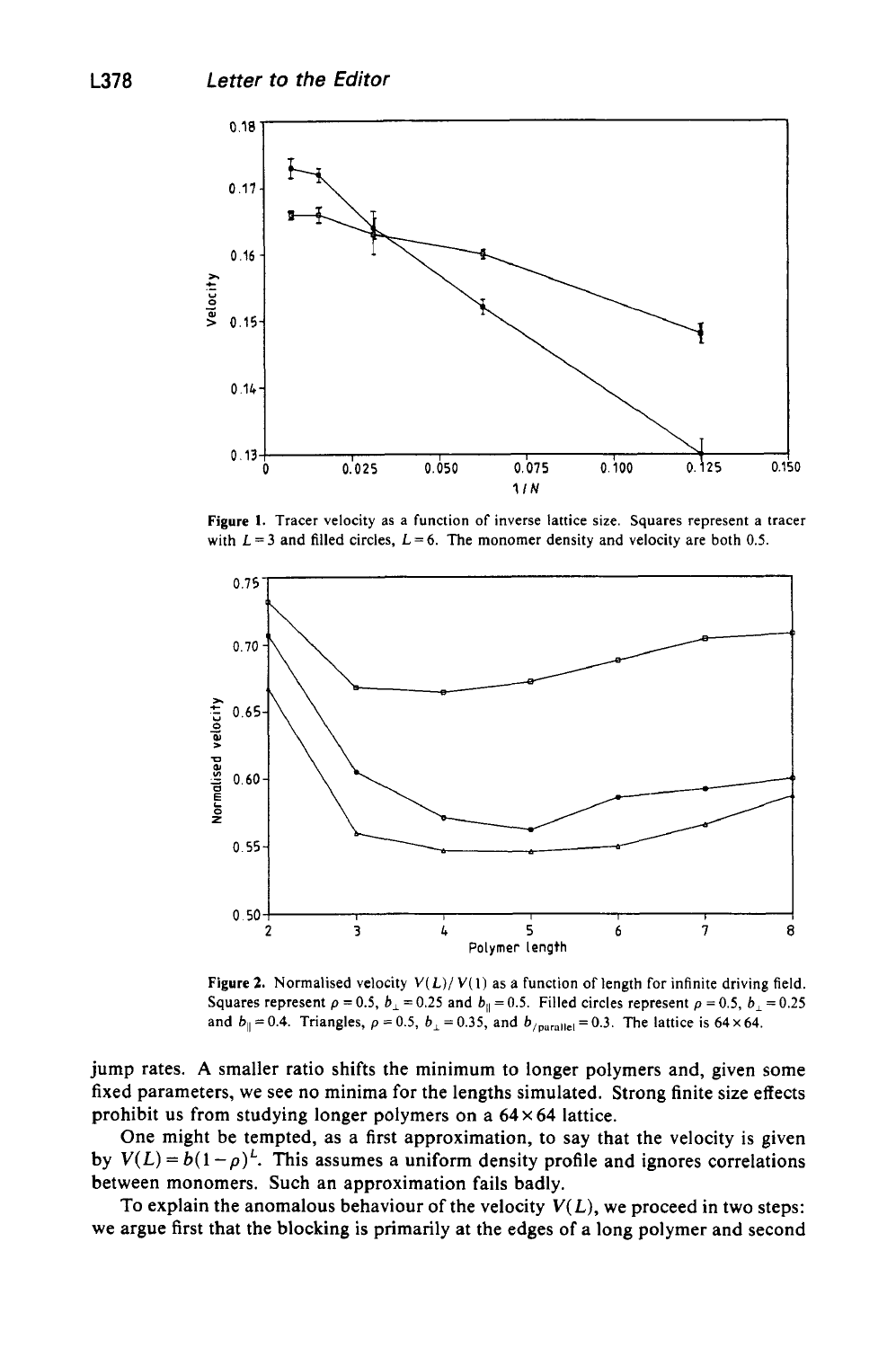Figure 1. Tracer velocity as a function of inverse lattice size. Squares represent a tracer with $L = 3$ and filled circles, $L = 6$. The monomer density and velocity are both 0.5.

Figure 2. Normalised velocity $V(L)/V(1)$ as a function of length for infinite driving field. Squares represent $\rho = 0.5$, $b_\perp = 0.25$ and $b_\parallel = 0.5$. Filled circles represent $\rho = 0.5$, $b_\perp = 0.25$ and $b_\parallel = 0.4$. Triangles, $\rho = 0.5$, $b_\perp = 0.35$, and $b_{/\text{parallel}} = 0.3$. The lattice is $64 \times 64$.

jump rates. A smaller ratio shifts the minimum to longer polymers and, given some fixed parameters, we see no minima for the lengths simulated. Strong finite size effects prohibit us from studying longer polymers on a $64 \times 64$ lattice.

One might be tempted, as a first approximation, to say that the velocity is given by $V(L) = b(1-\rho)^L$. This assumes a uniform density profile and ignores correlations between monomers. Such an approximation fails badly.

To explain the anomalous behaviour of the velocity $V(L)$, we proceed in two steps: we argue first that the blocking is primarily at the edges of a long polymer and second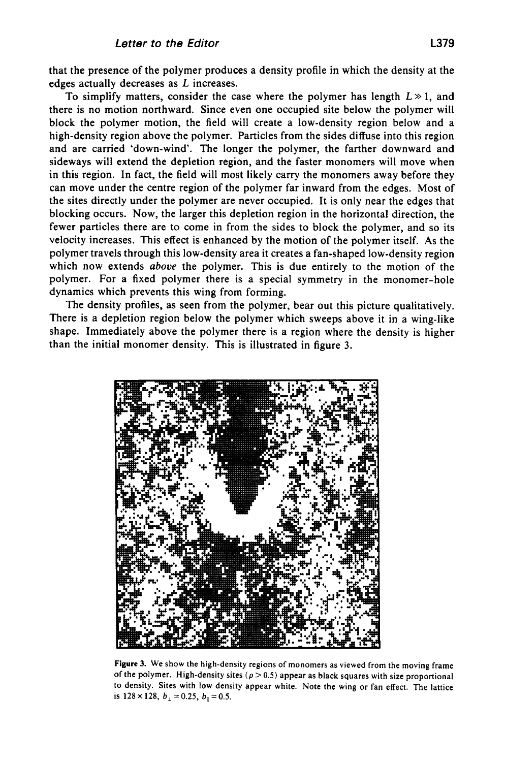that the presence of the polymer produces a density profile in which the density at the edges actually decreases as $L$ increases.

To simplify matters, consider the case where the polymer has length $L \gg 1$, and there is no motion northward. Since even one occupied site below the polymer will block the polymer motion, the field will create a low-density region below and a high-density region above the polymer. Particles from the sides diffuse into this region and are carried 'down-wind'. The longer the polymer, the farther downward and sideways will extend the depletion region, and the faster monomers will move when in this region. In fact, the field will most likely carry the monomers away before they can move under the centre region of the polymer far inward from the edges. Most of the sites directly under the polymer are never occupied. It is only near the edges that blocking occurs. Now, the larger this depletion region in the horizontal direction, the fewer particles there are to come in from the sides to block the polymer, and so its velocity increases. This effect is enhanced by the motion of the polymer itself. As the polymer travels through this low-density area it creates a fan-shaped low-density region which now extends *above* the polymer. This is due entirely to the motion of the polymer. For a fixed polymer there is a special symmetry in the monomer-hole dynamics which prevents this wing from forming.

The density profiles, as seen from the polymer, bear out this picture qualitatively. There is a depletion region below the polymer which sweeps above it in a wing-like shape. Immediately above the polymer there is a region where the density is higher than the initial monomer density. This is illustrated in figure 3.

**Figure 3.** We show the high-density regions of monomers as viewed from the moving frame of the polymer. High-density sites ($\rho > 0.5$) appear as black squares with size proportional to density. Sites with low density appear white. Note the wing or fan effect. The lattice is $128 \times 128$, $b_\perp = 0.25$, $b_\parallel = 0.5$.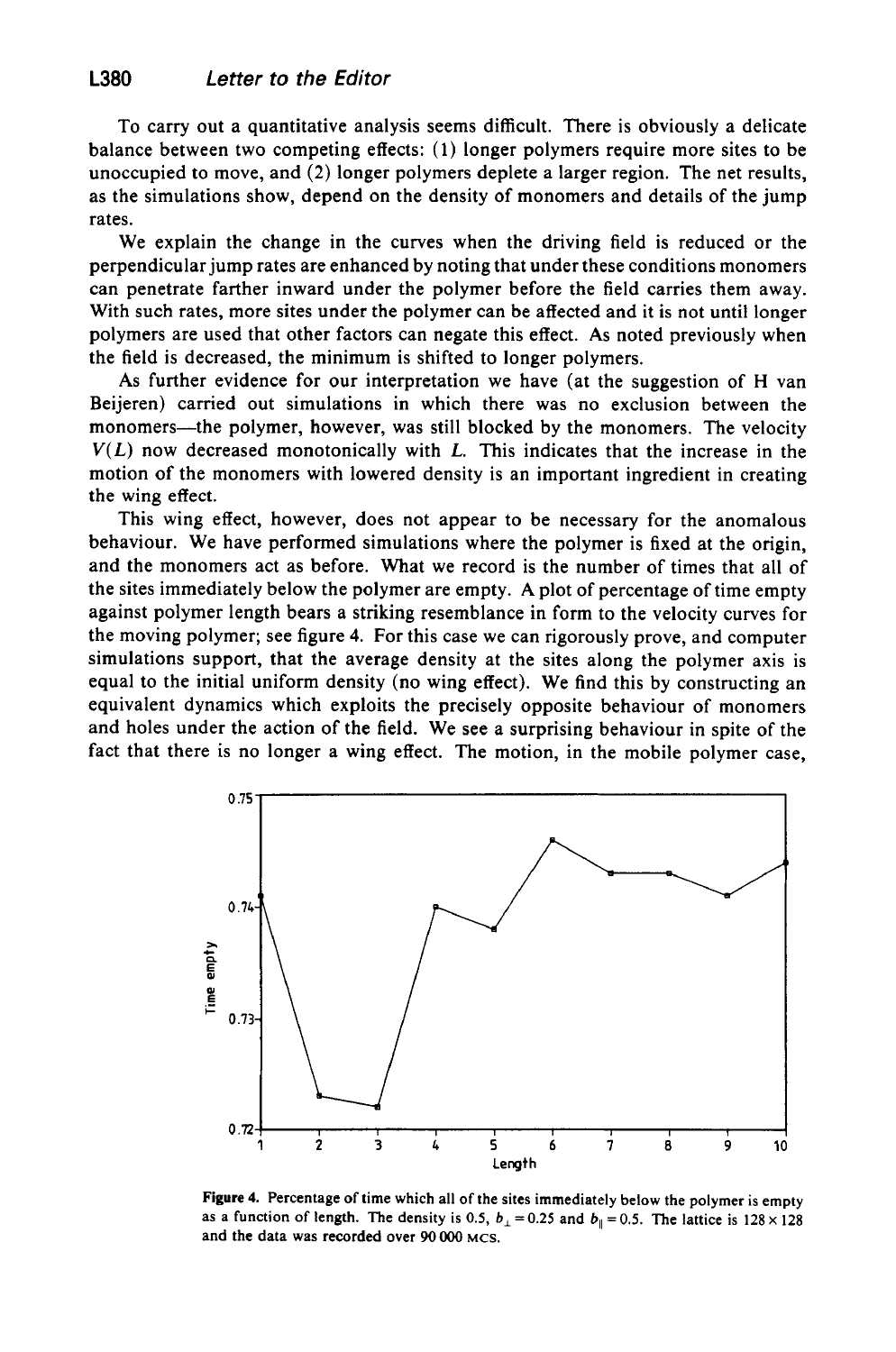To carry out a quantitative analysis seems difficult. There is obviously a delicate balance between two competing effects: (1) longer polymers require more sites to be unoccupied to move, and (2) longer polymers deplete a larger region. The net results, as the simulations show, depend on the density of monomers and details of the jump rates.

We explain the change in the curves when the driving field is reduced or the perpendicular jump rates are enhanced by noting that under these conditions monomers can penetrate farther inward under the polymer before the field carries them away. With such rates, more sites under the polymer can be affected and it is not until longer polymers are used that other factors can negate this effect. As noted previously when the field is decreased, the minimum is shifted to longer polymers.

As further evidence for our interpretation we have (at the suggestion of H van Beijeren) carried out simulations in which there was no exclusion between the monomers—the polymer, however, was still blocked by the monomers. The velocity $V(L)$ now decreased monotonically with $L$. This indicates that the increase in the motion of the monomers with lowered density is an important ingredient in creating the wing effect.

This wing effect, however, does not appear to be necessary for the anomalous behaviour. We have performed simulations where the polymer is fixed at the origin, and the monomers act as before. What we record is the number of times that all of the sites immediately below the polymer are empty. A plot of percentage of time empty against polymer length bears a striking resemblance in form to the velocity curves for the moving polymer; see figure 4. For this case we can rigorously prove, and computer simulations support, that the average density at the sites along the polymer axis is equal to the initial uniform density (no wing effect). We find this by constructing an equivalent dynamics which exploits the precisely opposite behaviour of monomers and holes under the action of the field. We see a surprising behaviour in spite of the fact that there is no longer a wing effect. The motion, in the mobile polymer case,

**Figure 4.** Percentage of time which all of the sites immediately below the polymer is empty as a function of length. The density is 0.5, $b_{\perp} = 0.25$ and $b_{\parallel} = 0.5$. The lattice is $128 \times 128$ and the data was recorded over 90 000 MCS.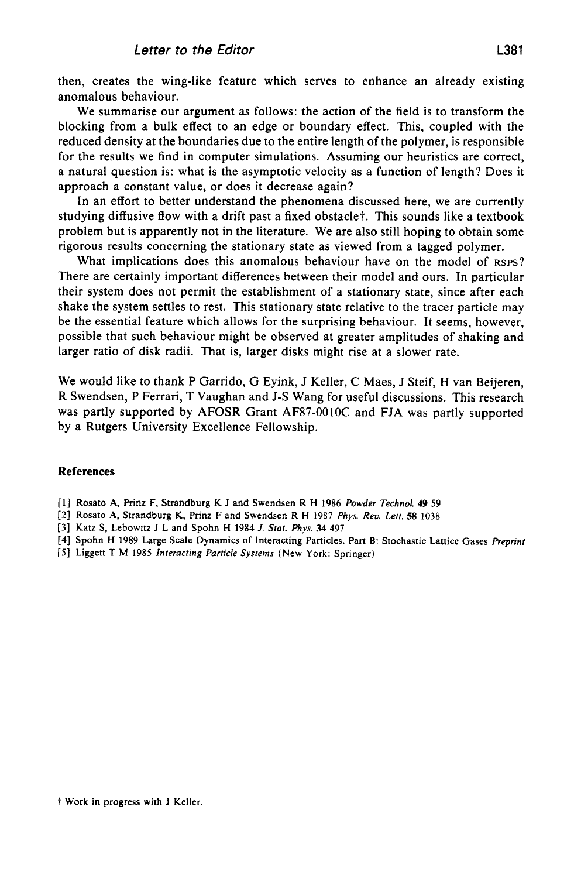then, creates the wing-like feature which serves to enhance an already existing anomalous behaviour.

We summarise our argument as follows: the action of the field is to transform the blocking from a bulk effect to an edge or boundary effect. This, coupled with the reduced density at the boundaries due to the entire length of the polymer, is responsible for the results we find in computer simulations. Assuming our heuristics are correct, a natural question is: what is the asymptotic velocity as a function of length? Does it approach a constant value, or does it decrease again?

In an effort to better understand the phenomena discussed here, we are currently studying diffusive flow with a drift past a fixed obstacle†. This sounds like a textbook problem but is apparently not in the literature. We are also still hoping to obtain some rigorous results concerning the stationary state as viewed from a tagged polymer.

What implications does this anomalous behaviour have on the model of RSPS? There are certainly important differences between their model and ours. In particular their system does not permit the establishment of a stationary state, since after each shake the system settles to rest. This stationary state relative to the tracer particle may be the essential feature which allows for the surprising behaviour. It seems, however, possible that such behaviour might be observed at greater amplitudes of shaking and larger ratio of disk radii. That is, larger disks might rise at a slower rate.

We would like to thank P Garrido, G Eyink, J Keller, C Maes, J Steif, H van Beijeren, R Swendsen, P Ferrari, T Vaughan and J-S Wang for useful discussions. This research was partly supported by AFOSR Grant AF87-0010C and FJA was partly supported by a Rutgers University Excellence Fellowship.

## References

[1] Rosato A, Prinz F, Strandburg K J and Swendsen R H 1986 *Powder Technol.* **49** 59

[2] Rosato A, Strandburg K, Prinz F and Swendsen R H 1987 *Phys. Rev. Lett.* **58** 1038

[3] Katz S, Lebowitz J L and Spohn H 1984 *J. Stat. Phys.* **34** 497

[4] Spohn H 1989 Large Scale Dynamics of Interacting Particles. Part B: Stochastic Lattice Gases *Preprint*

[5] Liggett T M 1985 *Interacting Particle Systems* (New York: Springer)

† Work in progress with J Keller.